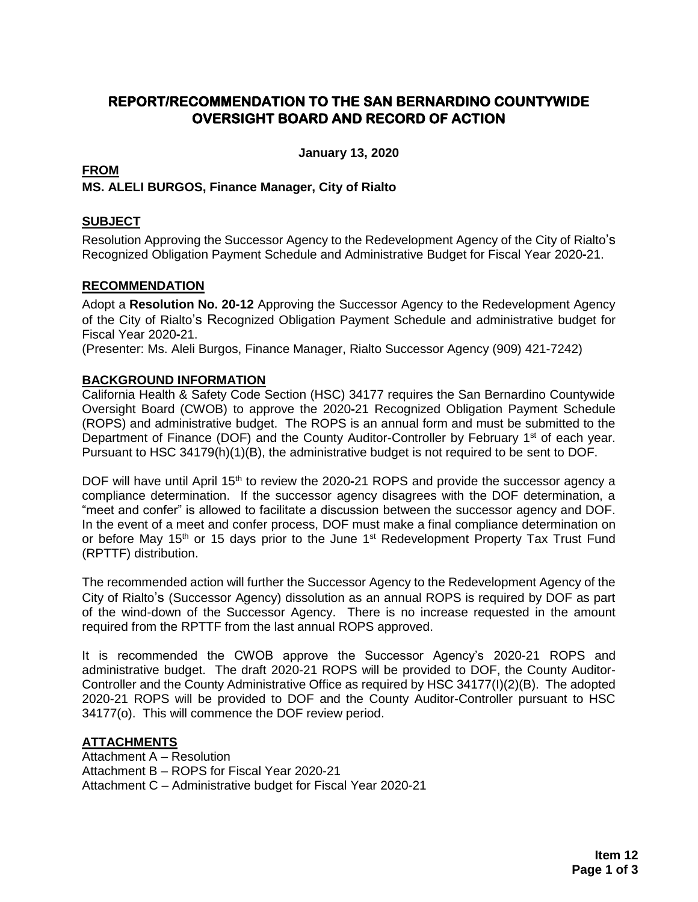# REPORT/RECOMMENDATION TO THE SAN BERNARDINO COUNTYWIDE OVERSIGHT BOARD AND RECORD OF ACTION

**January 13, 2020**

**FROM**

**MS. ALELI BURGOS, Finance Manager, City of Rialto**

## SUBJECT

Resolution Approving the Successor Agency to the Redevelopment Agency of the City of Rialto's Recognized Obligation Payment Schedule and Administrative Budget for Fiscal Year 2020-21.

## RECOMMENDATION

Adopt a **Resolution No. 20-12** Approving the Successor Agency to the Redevelopment Agency of the City of Rialto's Recognized Obligation Payment Schedule and administrative budget for Fiscal Year 2020-21.

(Presenter: Ms. Aleli Burgos, Finance Manager, Rialto Successor Agency (909) 421-7242)

## BACKGROUND INFORMATION

California Health & Safety Code Section (HSC) 34177 requires the San Bernardino Countywide Oversight Board (CWOB) to approve the 2020-21 Recognized Obligation Payment Schedule (ROPS) and administrative budget. The ROPS is an annual form and must be submitted to the Department of Finance (DOF) and the County Auditor-Controller by February 1st of each year. Pursuant to HSC 34179(h)(1)(B), the administrative budget is not required to be sent to DOF.

DOF will have until April 15th to review the 2020-21 ROPS and provide the successor agency a compliance determination. If the successor agency disagrees with the DOF determination, a "meet and confer" is allowed to facilitate a discussion between the successor agency and DOF. In the event of a meet and confer process, DOF must make a final compliance determination on or before May 15th or 15 days prior to the June 1st Redevelopment Property Tax Trust Fund (RPTTF) distribution.

The recommended action will further the Successor Agency to the Redevelopment Agency of the City of Rialto's (Successor Agency) dissolution as an annual ROPS is required by DOF as part of the wind-down of the Successor Agency. There is no increase requested in the amount required from the RPTTF from the last annual ROPS approved.

It is recommended the CWOB approve the Successor Agency's 2020-21 ROPS and administrative budget. The draft 2020-21 ROPS will be provided to DOF, the County Auditor-Controller and the County Administrative Office as required by HSC 34177(I)(2)(B). The adopted 2020-21 ROPS will be provided to DOF and the County Auditor-Controller pursuant to HSC 34177(o). This will commence the DOF review period.

## ATTACHMENTS

Attachment A – Resolution  
Attachment B – ROPS for Fiscal Year 2020-21  
Attachment C – Administrative budget for Fiscal Year 2020-21

**Item 12**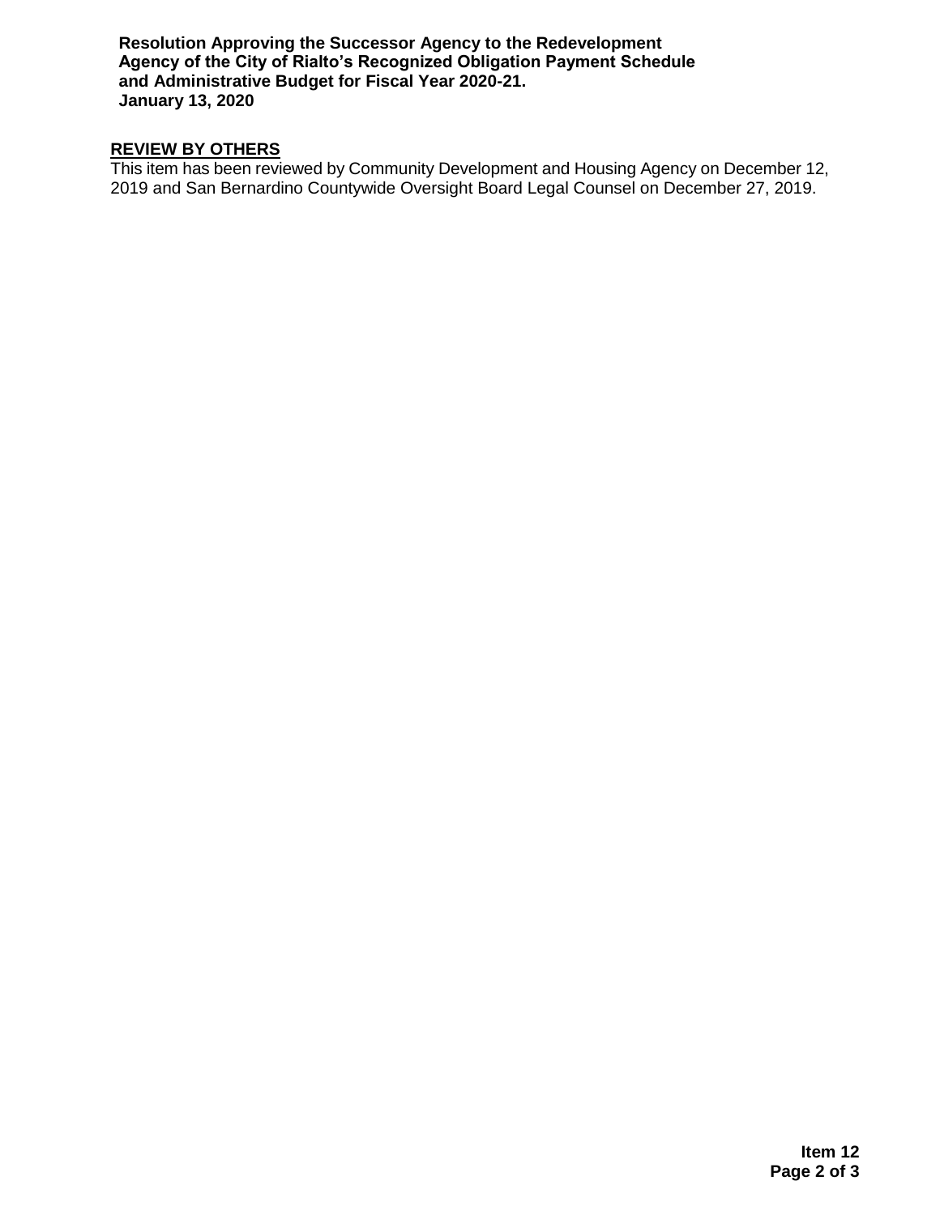## REVIEW BY OTHERS

This item has been reviewed by Community Development and Housing Agency on December 12, 2019 and San Bernardino Countywide Oversight Board Legal Counsel on December 27, 2019.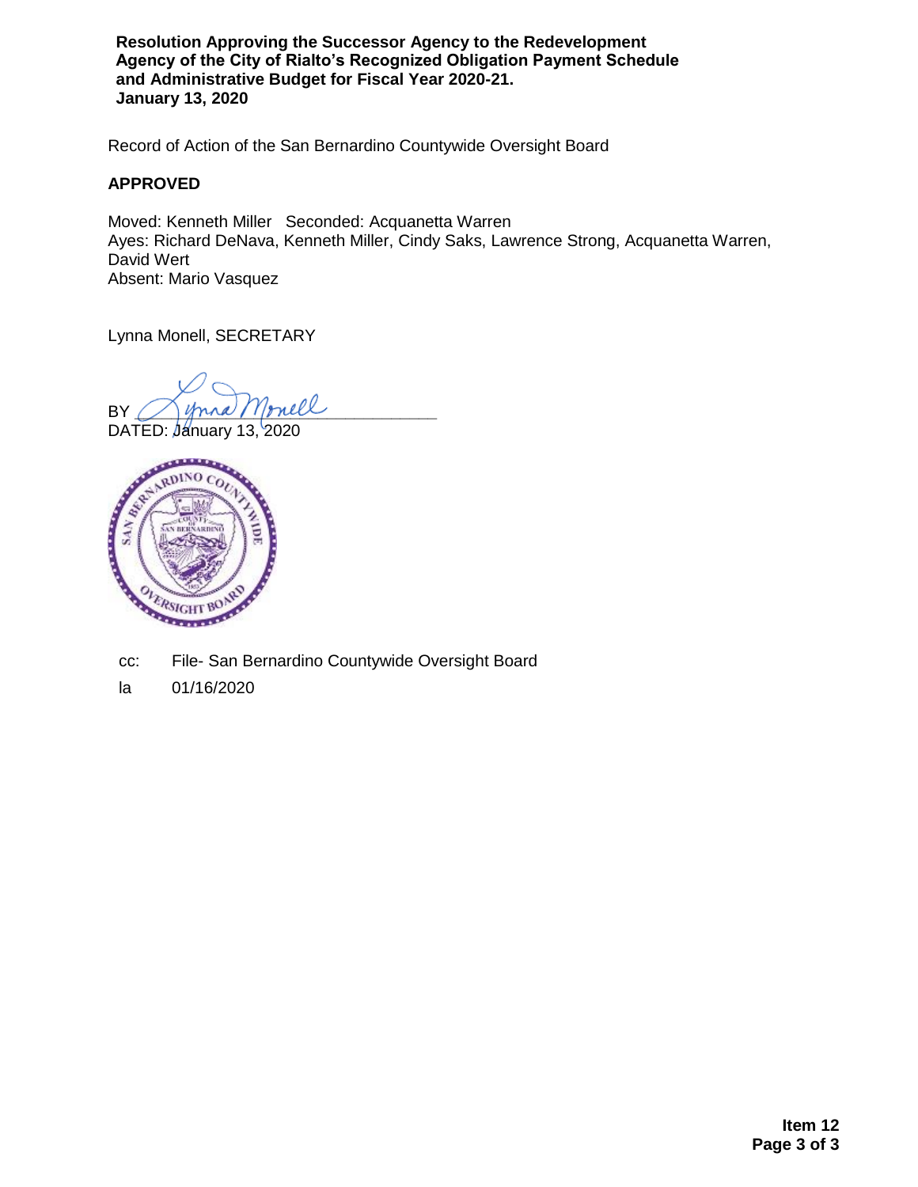**Resolution Approving the Successor Agency to the Redevelopment Agency of the City of Rialto's Recognized Obligation Payment Schedule and Administrative Budget for Fiscal Year 2020-21.**
**January 13, 2020**

Record of Action of the San Bernardino Countywide Oversight Board

**APPROVED**

Moved: Kenneth Miller   Seconded: Acquanetta Warren
Ayes: Richard DeNava, Kenneth Miller, Cindy Saks, Lawrence Strong, Acquanetta Warren, David Wert
Absent: Mario Vasquez

Lynna Monell, SECRETARY

BY ______________________________
DATED: January 13, 2020

cc: File- San Bernardino Countywide Oversight Board

la 01/16/2020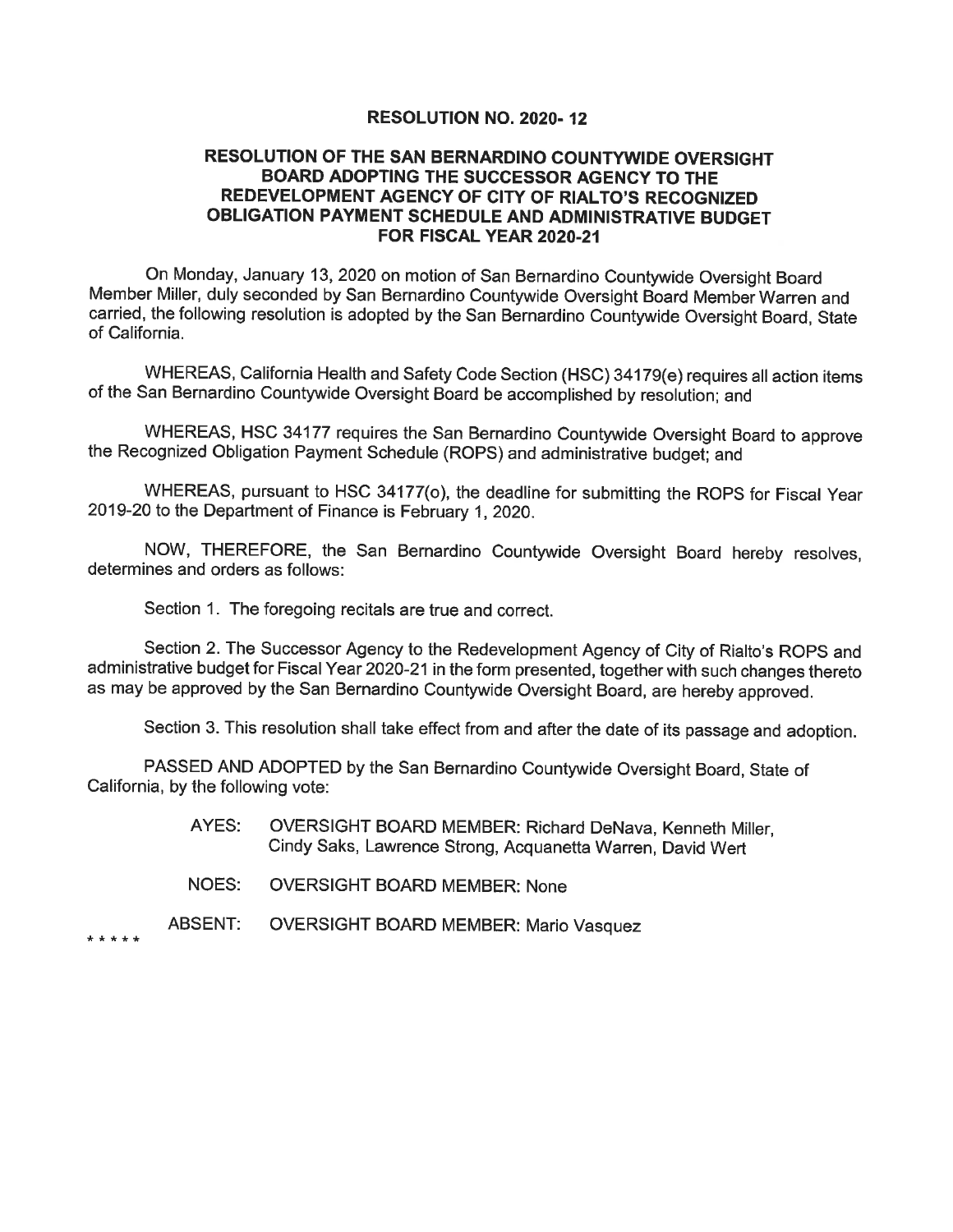# RESOLUTION NO. 2020- 12

## RESOLUTION OF THE SAN BERNARDINO COUNTYWIDE OVERSIGHT BOARD ADOPTING THE SUCCESSOR AGENCY TO THE REDEVELOPMENT AGENCY OF CITY OF RIALTO'S RECOGNIZED OBLIGATION PAYMENT SCHEDULE AND ADMINISTRATIVE BUDGET FOR FISCAL YEAR 2020-21

On Monday, January 13, 2020 on motion of San Bernardino Countywide Oversight Board Member Miller, duly seconded by San Bernardino Countywide Oversight Board Member Warren and carried, the following resolution is adopted by the San Bernardino Countywide Oversight Board, State of California.

WHEREAS, California Health and Safety Code Section (HSC) 34179(e) requires all action items of the San Bernardino Countywide Oversight Board be accomplished by resolution; and

WHEREAS, HSC 34177 requires the San Bernardino Countywide Oversight Board to approve the Recognized Obligation Payment Schedule (ROPS) and administrative budget; and

WHEREAS, pursuant to HSC 34177(o), the deadline for submitting the ROPS for Fiscal Year 2019-20 to the Department of Finance is February 1, 2020.

NOW, THEREFORE, the San Bernardino Countywide Oversight Board hereby resolves, determines and orders as follows:

Section 1. The foregoing recitals are true and correct.

Section 2. The Successor Agency to the Redevelopment Agency of City of Rialto's ROPS and administrative budget for Fiscal Year 2020-21 in the form presented, together with such changes thereto as may be approved by the San Bernardino Countywide Oversight Board, are hereby approved.

Section 3. This resolution shall take effect from and after the date of its passage and adoption.

PASSED AND ADOPTED by the San Bernardino Countywide Oversight Board, State of California, by the following vote:

AYES: OVERSIGHT BOARD MEMBER: Richard DeNava, Kenneth Miller, Cindy Saks, Lawrence Strong, Acquanetta Warren, David Wert

NOES: OVERSIGHT BOARD MEMBER: None

ABSENT: OVERSIGHT BOARD MEMBER: Mario Vasquez

* * * * *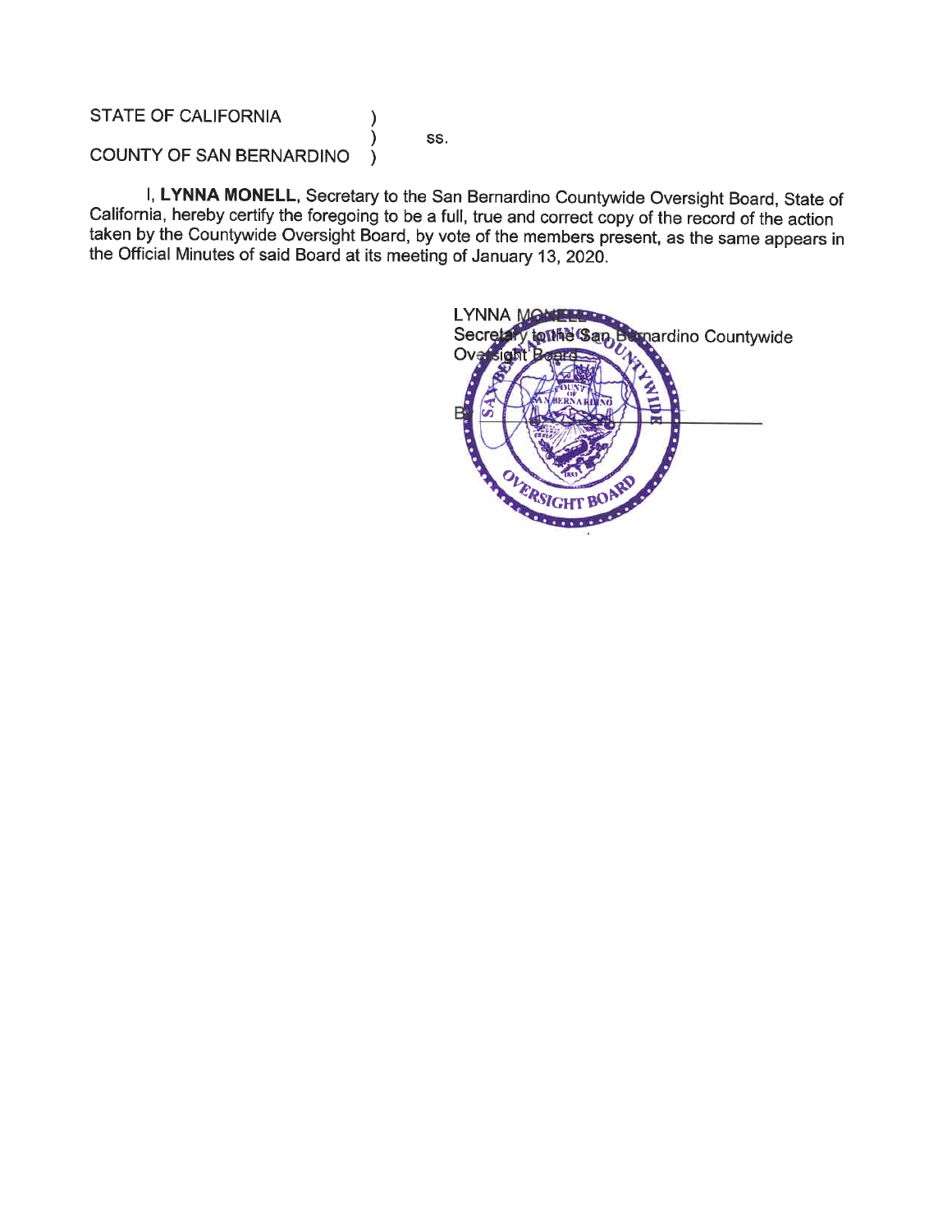STATE OF CALIFORNIA )
) ss.
COUNTY OF SAN BERNARDINO )

I, **LYNNA MONELL**, Secretary to the San Bernardino Countywide Oversight Board, State of California, hereby certify the foregoing to be a full, true and correct copy of the record of the action taken by the Countywide Oversight Board, by vote of the members present, as the same appears in the Official Minutes of said Board at its meeting of January 13, 2020.

LYNNA MONELL
Secretary to the San Bernardino Countywide Oversight Board

By ______________________________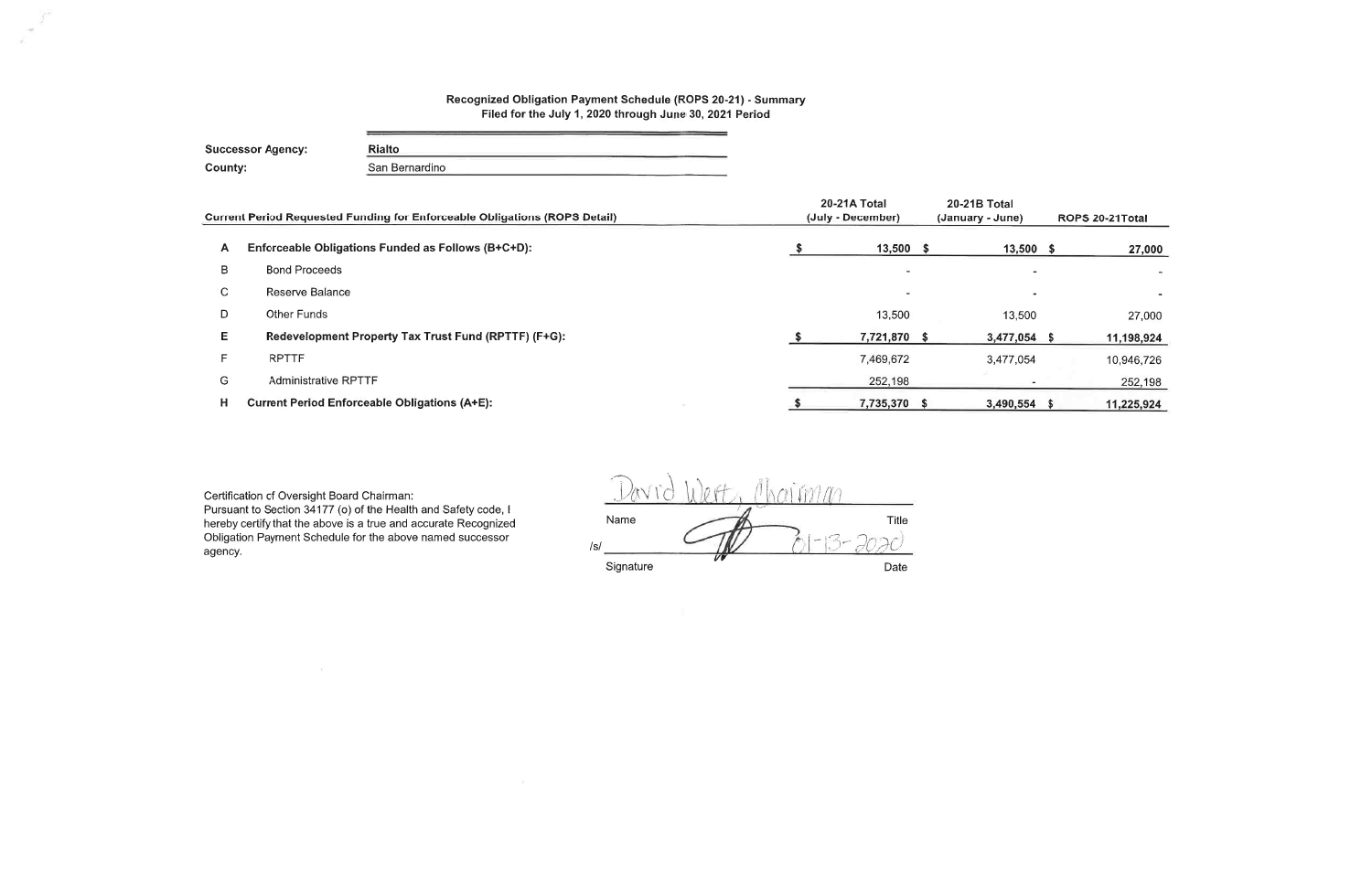**Recognized Obligation Payment Schedule (ROPS 20-21) - Summary**
**Filed for the July 1, 2020 through June 30, 2021 Period**

**Successor Agency:** Rialto

**County:** San Bernardino

| | Current Period Requested Funding for Enforceable Obligations (ROPS Detail) | 20-21A Total (July - December) | 20-21B Total (January - June) | ROPS 20-21Total |
|---|---|---|---|---|
| A | **Enforceable Obligations Funded as Follows (B+C+D):** | $ 13,500 | $ 13,500 | $ 27,000 |
| B | Bond Proceeds | - | - | - |
| C | Reserve Balance | - | - | - |
| D | Other Funds | 13,500 | 13,500 | 27,000 |
| E | **Redevelopment Property Tax Trust Fund (RPTTF) (F+G):** | $ 7,721,870 | $ 3,477,054 | $ 11,198,924 |
| F | RPTTF | 7,469,672 | 3,477,054 | 10,946,726 |
| G | Administrative RPTTF | 252,198 | - | 252,198 |
| H | **Current Period Enforceable Obligations (A+E):** | $ 7,735,370 | $ 3,490,554 | $ 11,225,924 |

Certification of Oversight Board Chairman:
Pursuant to Section 34177 (o) of the Health and Safety code, I hereby certify that the above is a true and accurate Recognized Obligation Payment Schedule for the above named successor agency.

David Wert, Chairman

Name Title

/s/ [signature] 01-13-2020

Signature Date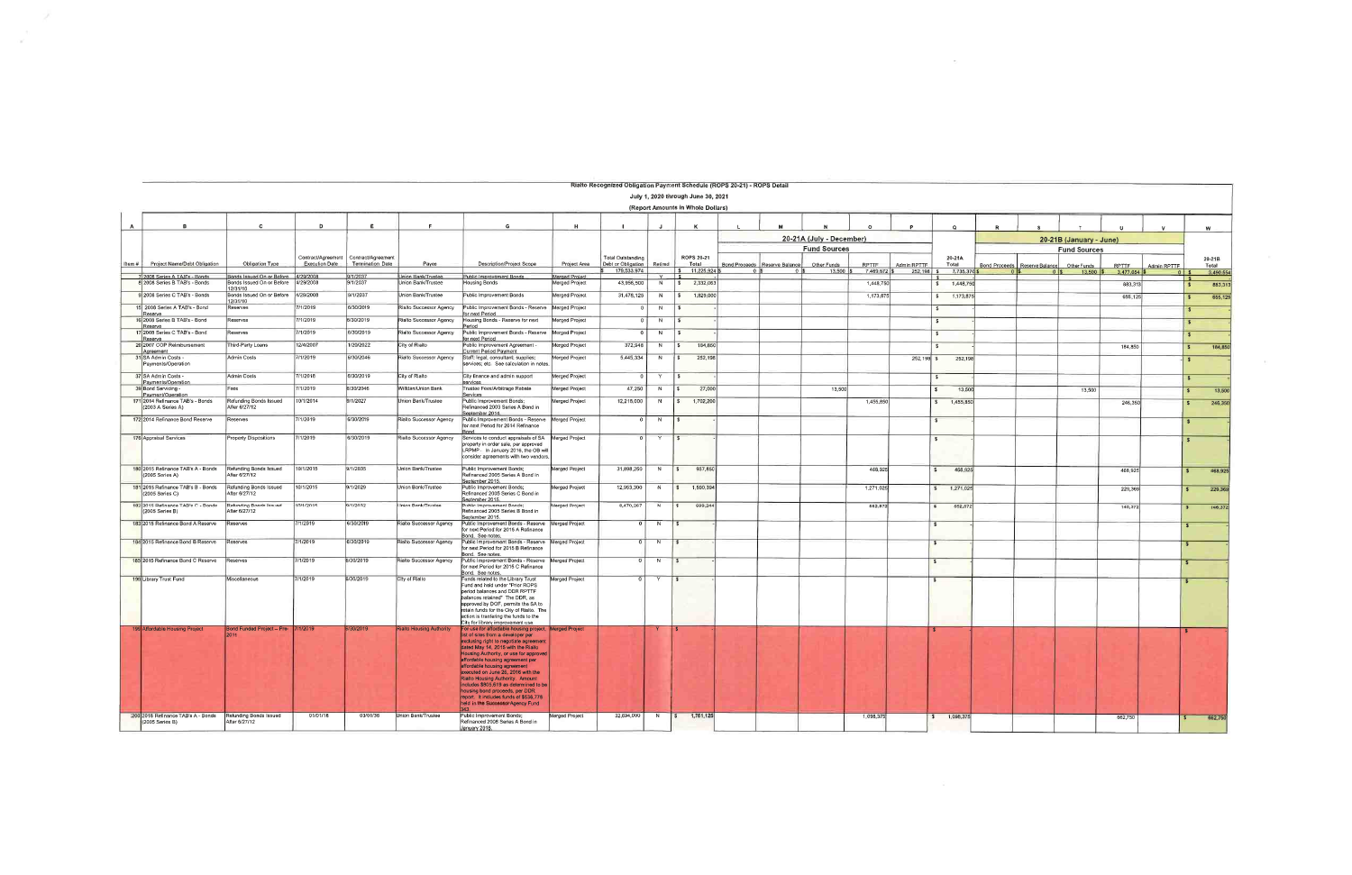# Rialto Recognized Obligation Payment Schedule (ROPS 20-21) - ROPS Detail

July 1, 2020 through June 30, 2021

(Report Amounts in Whole Dollars)

| A | B | C | D | E | F | G | H | I | J | K | L | M | N | O | P | Q | R | S | T | U | V | W |
|---|---|---|---|---|---|---|---|---|---|---|---|---|---|---|---|---|---|---|---|---|---|---|
| | | | | | | | | | | | 20-21A (July - December) | | | | | | 20-21B (January - June) | | | | | |
| | | | | | | | | | | | Fund Sources | | | | | | Fund Sources | | | | | |
| Item # | Project Name/Debt Obligation | Obligation Type | Contract/Agreement Execution Date | Contract/Agreement Termination Date | Payee | Description/Project Scope | Project Area | Total Outstanding Debt or Obligation | Retired | ROPS 20-21 Total | Bond Proceeds | Reserve Balance | Other Funds | RPTTF | Admin RPTTF | 20-21A Total | Bond Proceeds | Reserve Balance | Other Funds | RPTTF | Admin RPTTF | 20-21B Total |
| | | | | | | | | $ 178,533,974 | | $ 11,225,924 | $ 0 | $ 0 | $ 13,500 | $ 7,469,672 | $ 252,198 | $ 7,735,370 | $ 0 | $ 0 | $ 13,500 | $ 3,477,054 | $ 0 | $ 3,490,554 |
| 7 | 2008 Series A TAB's - Bonds | Bonds Issued On or Before 12/31/10 | 4/29/2008 | 9/1/2037 | Union Bank/Trustee | Public Improvement Bonds | Merged Project | | Y | $ - | | | | | | $ - | | | | | | $ - |
| 8 | 2008 Series B TAB's - Bonds | Bonds Issued On or Before 12/31/10 | 4/29/2008 | 9/1/2037 | Union Bank/Trustee | Housing Bonds | Merged Project | 43,956,500 | N | $ 2,332,063 | | | | 1,448,750 | | $ 1,448,750 | | | | 883,313 | | $ 883,313 |
| 9 | 2008 Series C TAB's - Bonds | Bonds Issued On or Before 12/31/10 | 4/29/2008 | 9/1/2037 | Union Bank/Trustee | Public Improvement Bonds | Merged Project | 31,476,125 | N | $ 1,829,000 | | | | 1,173,875 | | $ 1,173,875 | | | | 655,125 | | $ 655,125 |
| 15 | 2008 Series A TAB's - Bond Reserve | Reserves | 7/1/2019 | 6/30/2019 | Rialto Successor Agency | Public Improvement Bonds - Reserve for next Period | Merged Project | 0 | N | $ - | | | | | | $ - | | | | | | $ - |
| 16 | 2008 Series B TAB's - Bond Reserve | Reserves | 7/1/2019 | 6/30/2019 | Rialto Successor Agency | Housing Bonds - Reserve for next Period | Merged Project | 0 | N | $ - | | | | | | $ - | | | | | | $ - |
| 17 | 2008 Series C TAB's - Bond Reserve | Reserves | 7/1/2019 | 6/30/2019 | Rialto Successor Agency | Public Improvement Bonds - Reserve for next Period | Merged Project | 0 | N | $ - | | | | | | $ - | | | | | | $ - |
| 26 | 2007 COP Reimbursement Agreement | Third-Party Loans | 12/4/2007 | 1/29/2022 | City of Rialto | Public Improvement Agreement - Current Period Payment | Merged Project | 372,948 | N | $ 184,850 | | | | | | $ - | | | | 184,850 | | $ 184,850 |
| 31 | SA Admin Costs - Payments/Operation | Admin Costs | 7/1/2019 | 6/30/2046 | Rialto Successor Agency | Staff; legal; consultant; supplies; services; etc. See calculation in notes. | Merged Project | 5,445,334 | N | $ 252,198 | | | | | 252,198 | $ 252,198 | | | | | | $ - |
| 37 | SA Admin Costs - Payments/Operation | Admin Costs | 7/1/2018 | 6/30/2019 | City of Rialto | City finance and admin support services | Merged Project | 0 | Y | $ - | | | | | | $ - | | | | | | $ - |
| 38 | Bond Servicing - Payment/Operation | Fees | 7/1/2019 | 6/30/2046 | Willdan/Union Bank | Trustee Fees/Arbitrage Rebate Services | Merged Project | 47,250 | N | $ 27,000 | | | 13,500 | | | $ 13,500 | | | 13,500 | | | $ 13,500 |
| 171 | 2014 Refinance TAB's - Bonds (2003 A Series A) | Refunding Bonds Issued After 6/27/12 | 10/1/2014 | 9/1/2027 | Union Bank/Trustee | Public Improvement Bonds; Refinanced 2003 Series A Bond in September 2014. | Merged Project | 12,218,000 | N | $ 1,702,200 | | | | 1,455,850 | | $ 1,455,850 | | | | 246,350 | | $ 246,350 |
| 172 | 2014 Refinance Bond Reserve | Reserves | 7/1/2019 | 6/30/2019 | Rialto Successor Agency | Public Improvement Bonds - Reserve for next Period for 2014 Refinance Bond | Merged Project | 0 | N | $ - | | | | | | $ - | | | | | | $ - |
| 176 | Appraisal Services | Property Dispositions | 7/1/2019 | 6/30/2019 | Rialto Successor Agency | Services to conduct appraisals of SA property in order sale, per approved LRPMP. In January 2016, the OB will consider agreements with two vendors. | Merged Project | 0 | Y | $ - | | | | | | $ - | | | | | | $ - |
| 180 | 2015 Refinance TAB's A - Bonds (2005 Series A) | Refunding Bonds Issued After 6/27/12 | 10/1/2015 | 9/1/2035 | Union Bank/Trustee | Public Improvement Bonds; Refinanced 2005 Series A Bond in September 2015. | Merged Project | 31,898,250 | N | $ 937,850 | | | | 468,925 | | $ 468,925 | | | | 468,925 | | $ 468,925 |
| 181 | 2015 Refinance TAB's B - Bonds (2005 Series C) | Refunding Bonds Issued After 6/27/12 | 10/1/2015 | 9/1/2029 | Union Bank/Trustee | Public Improvement Bonds; Refinanced 2005 Series C Bond in September 2015. | Merged Project | 12,953,300 | N | $ 1,500,394 | | | | 1,271,025 | | $ 1,271,025 | | | | 229,369 | | $ 229,369 |
| 182 | 2015 Refinance TAB's C - Bonds (2005 Series B) | Refunding Bonds Issued After 6/27/12 | 10/1/2015 | 9/1/2032 | Union Bank/Trustee | Public Improvement Bonds; Refinanced 2005 Series B Bond in September 2015. | Merged Project | 8,470,267 | N | $ 999,244 | | | | 852,872 | | $ 852,872 | | | | 146,372 | | $ 146,372 |
| 183 | 2015 Refinance Bond A Reserve | Reserves | 7/1/2019 | 6/30/2019 | Rialto Successor Agency | Public Improvement Bonds - Reserve for next Period for 2015 A Refinance Bond. See notes. | Merged Project | 0 | N | $ - | | | | | | $ - | | | | | | $ - |
| 184 | 2015 Refinance Bond B Reserve | Reserves | 7/1/2019 | 6/30/2019 | Rialto Successor Agency | Public Improvement Bonds - Reserve for next Period for 2015 B Refinance Bond. See notes. | Merged Project | 0 | N | $ - | | | | | | $ - | | | | | | $ - |
| 185 | 2015 Refinance Bond C Reserve | Reserves | 7/1/2019 | 6/30/2019 | Rialto Successor Agency | Public Improvement Bonds - Reserve for next Period for 2015 C Refinance Bond. See notes. | Merged Project | 0 | N | $ - | | | | | | $ - | | | | | | $ - |
| 198 | Library Trust Fund | Miscellaneous | 7/1/2019 | 6/30/2019 | City of Rialto | Funds related to the Library Trust Fund and held under "Prior ROPS period balances and DDR RPTTF balances retained" The DDR, as approved by DOF, permits the SA to retain funds for the City of Rialto. The action is transfering the funds to the City for library improvement use. | Merged Project | 0 | Y | $ - | | | | | | $ - | | | | | | $ - |
| 199 | Affordable Housing Project | Bond Funded Project – Pre-2011 | 7/1/2019 | 6/30/2019 | Rialto Housing Authority | For use for affordable housing project, list of sites from a developer per exclusing right to negotiate agreement dated May 14, 2015 with the Rialto Housing Authority, or use for approved affordable housing agreement per affordable housing agreement executed on June 28, 2016 with the Rialto Housing Authority. Amount includes $905,619 as determined to be housing bond proceeds, per DDR report. It includes funds of $536,778 held in the Successor Agency Fund 343. | Merged Project | | Y | $ - | | | | | | $ - | | | | | | $ - |
| 200 | 2016 Refinance TAB's A - Bonds (2005 Series B) | Refunding Bonds Issued After 6/27/12 | 01/01/16 | 03/01/36 | Union Bank/Trustee | Public Improvement Bonds; Refinanced 2006 Series A Bond in January 2016. | Merged Project | 32,694,000 | N | $ 1,761,125 | | | | 1,098,375 | | $ 1,098,375 | | | | 662,750 | | $ 662,750 |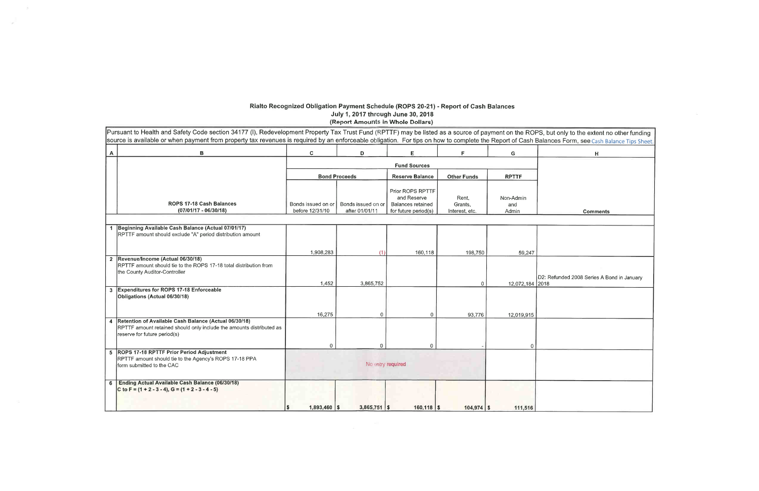**Rialto Recognized Obligation Payment Schedule (ROPS 20-21) - Report of Cash Balances**
**July 1, 2017 through June 30, 2018**
**(Report Amounts in Whole Dollars)**

Pursuant to Health and Safety Code section 34177 (l), Redevelopment Property Tax Trust Fund (RPTTF) may be listed as a source of payment on the ROPS, but only to the extent no other funding source is available or when payment from property tax revenues is required by an enforceable obligation. For tips on how to complete the Report of Cash Balances Form, see Cash Balance Tips Sheet.

| A | B | C | D | E | F | G | H |
|---|---|---|---|---|---|---|---|
| | | Fund Sources | | | | | |
| | | Bond Proceeds | | Reserve Balance | Other Funds | RPTTF | |
| | ROPS 17-18 Cash Balances (07/01/17 - 06/30/18) | Bonds issued on or before 12/31/10 | Bonds issued on or after 01/01/11 | Prior ROPS RPTTF and Reserve Balances retained for future period(s) | Rent, Grants, Interest, etc. | Non-Admin and Admin | Comments |
| 1 | **Beginning Available Cash Balance (Actual 07/01/17)** RPTTF amount should exclude "A" period distribution amount | 1,908,283 | (1) | 160,118 | 198,750 | 59,247 | |
| 2 | **Revenue/Income (Actual 06/30/18)** RPTTF amount should tie to the ROPS 17-18 total distribution from the County Auditor-Controller | 1,452 | 3,865,752 | | 0 | 12,072,184 | D2: Refunded 2008 Series A Bond in January 2018 |
| 3 | **Expenditures for ROPS 17-18 Enforceable Obligations (Actual 06/30/18)** | 16,275 | 0 | 0 | 93,776 | 12,019,915 | |
| 4 | **Retention of Available Cash Balance (Actual 06/30/18)** RPTTF amount retained should only include the amounts distributed as reserve for future period(s) | 0 | 0 | 0 | - | 0 | |
| 5 | **ROPS 17-18 RPTTF Prior Period Adjustment** RPTTF amount should tie to the Agency's ROPS 17-18 PPA form submitted to the CAC | No entry required | | | | | |
| 6 | **Ending Actual Available Cash Balance (06/30/18)** C to F = (1 + 2 - 3 - 4), G = (1 + 2 - 3 - 4 - 5) | $ 1,893,460 | $ 3,865,751 | $ 160,118 | $ 104,974 | $ 111,516 | |